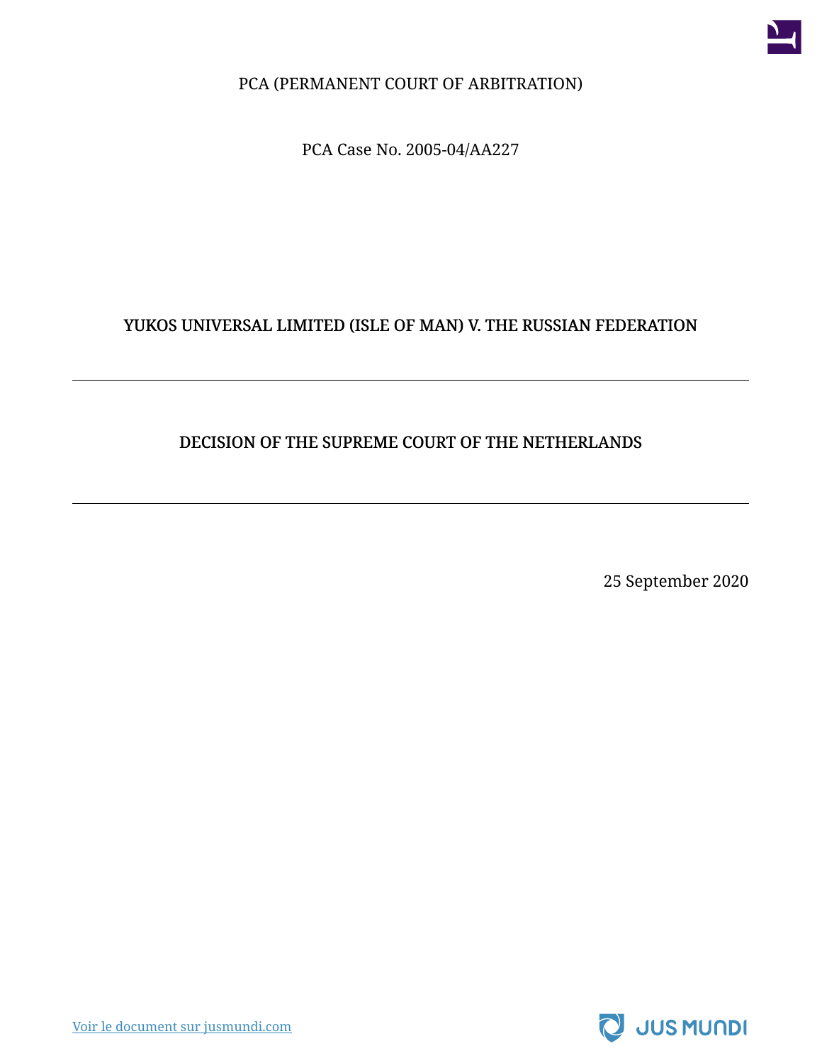PCA (PERMANENT COURT OF ARBITRATION)

PCA Case No. 2005-04/AA227

# YUKOS UNIVERSAL LIMITED (ISLE OF MAN) V. THE RUSSIAN FEDERATION

---

## DECISION OF THE SUPREME COURT OF THE NETHERLANDS

---

25 September 2020

Voir le document sur jusmundi.com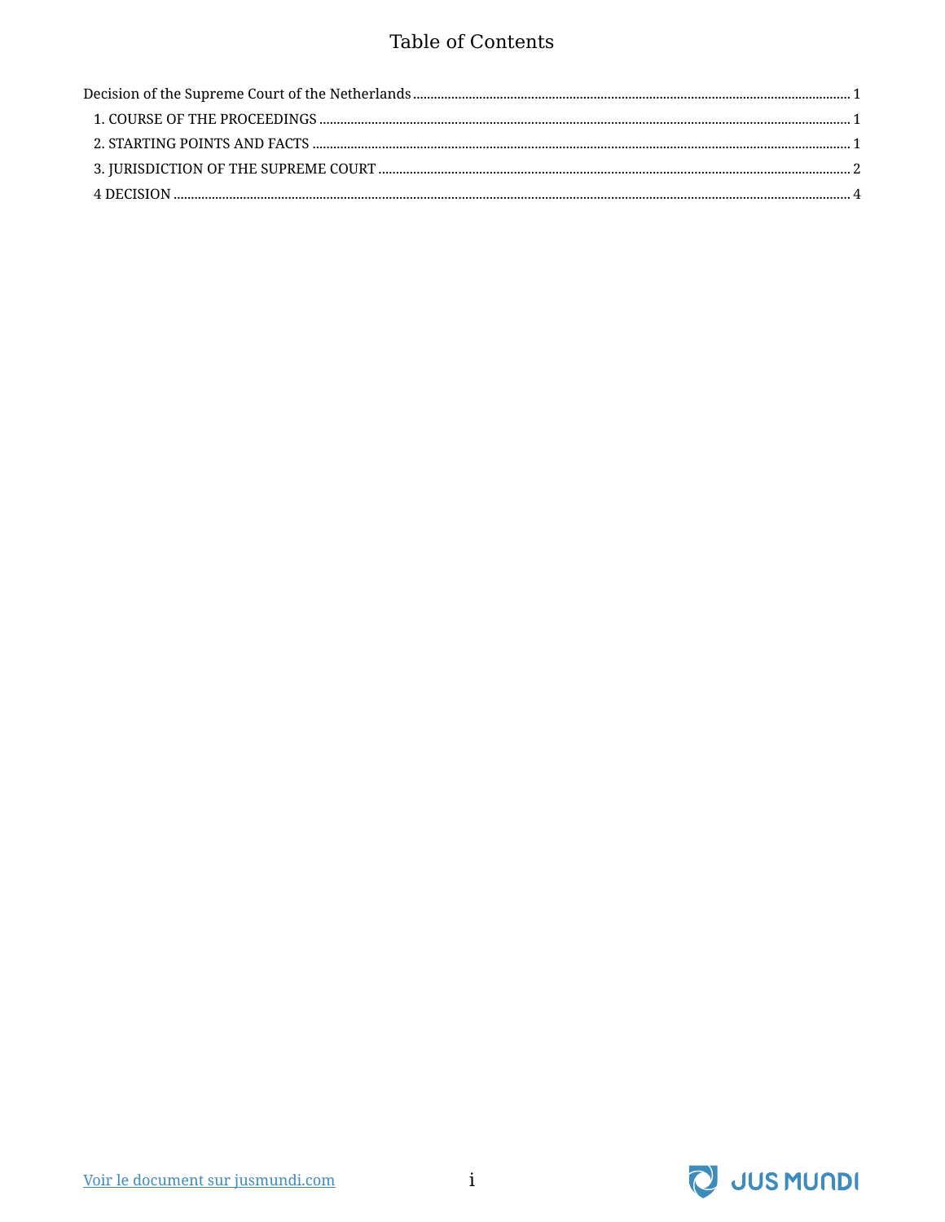# Table of Contents

- Decision of the Supreme Court of the Netherlands ........ 1
  - 1. COURSE OF THE PROCEEDINGS ........ 1
  - 2. STARTING POINTS AND FACTS ........ 1
  - 3. JURISDICTION OF THE SUPREME COURT ........ 2
  - 4 DECISION ........ 4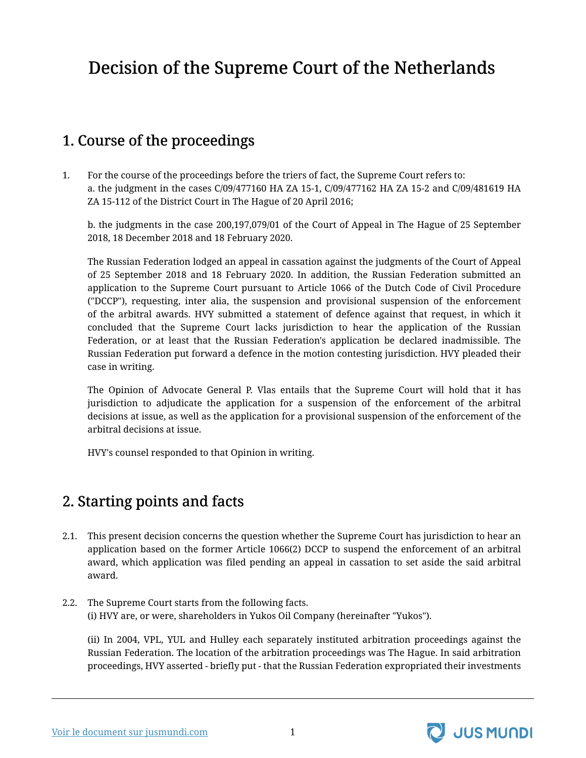# Decision of the Supreme Court of the Netherlands

## 1. Course of the proceedings

1. For the course of the proceedings before the triers of fact, the Supreme Court refers to:
   a. the judgment in the cases C/09/477160 HA ZA 15-1, C/09/477162 HA ZA 15-2 and C/09/481619 HA ZA 15-112 of the District Court in The Hague of 20 April 2016;

   b. the judgments in the case 200,197,079/01 of the Court of Appeal in The Hague of 25 September 2018, 18 December 2018 and 18 February 2020.

   The Russian Federation lodged an appeal in cassation against the judgments of the Court of Appeal of 25 September 2018 and 18 February 2020. In addition, the Russian Federation submitted an application to the Supreme Court pursuant to Article 1066 of the Dutch Code of Civil Procedure ("DCCP"), requesting, inter alia, the suspension and provisional suspension of the enforcement of the arbitral awards. HVY submitted a statement of defence against that request, in which it concluded that the Supreme Court lacks jurisdiction to hear the application of the Russian Federation, or at least that the Russian Federation's application be declared inadmissible. The Russian Federation put forward a defence in the motion contesting jurisdiction. HVY pleaded their case in writing.

   The Opinion of Advocate General P. Vlas entails that the Supreme Court will hold that it has jurisdiction to adjudicate the application for a suspension of the enforcement of the arbitral decisions at issue, as well as the application for a provisional suspension of the enforcement of the arbitral decisions at issue.

   HVY's counsel responded to that Opinion in writing.

## 2. Starting points and facts

2.1. This present decision concerns the question whether the Supreme Court has jurisdiction to hear an application based on the former Article 1066(2) DCCP to suspend the enforcement of an arbitral award, which application was filed pending an appeal in cassation to set aside the said arbitral award.

2.2. The Supreme Court starts from the following facts.
(i) HVY are, or were, shareholders in Yukos Oil Company (hereinafter "Yukos").

(ii) In 2004, VPL, YUL and Hulley each separately instituted arbitration proceedings against the Russian Federation. The location of the arbitration proceedings was The Hague. In said arbitration proceedings, HVY asserted - briefly put - that the Russian Federation expropriated their investments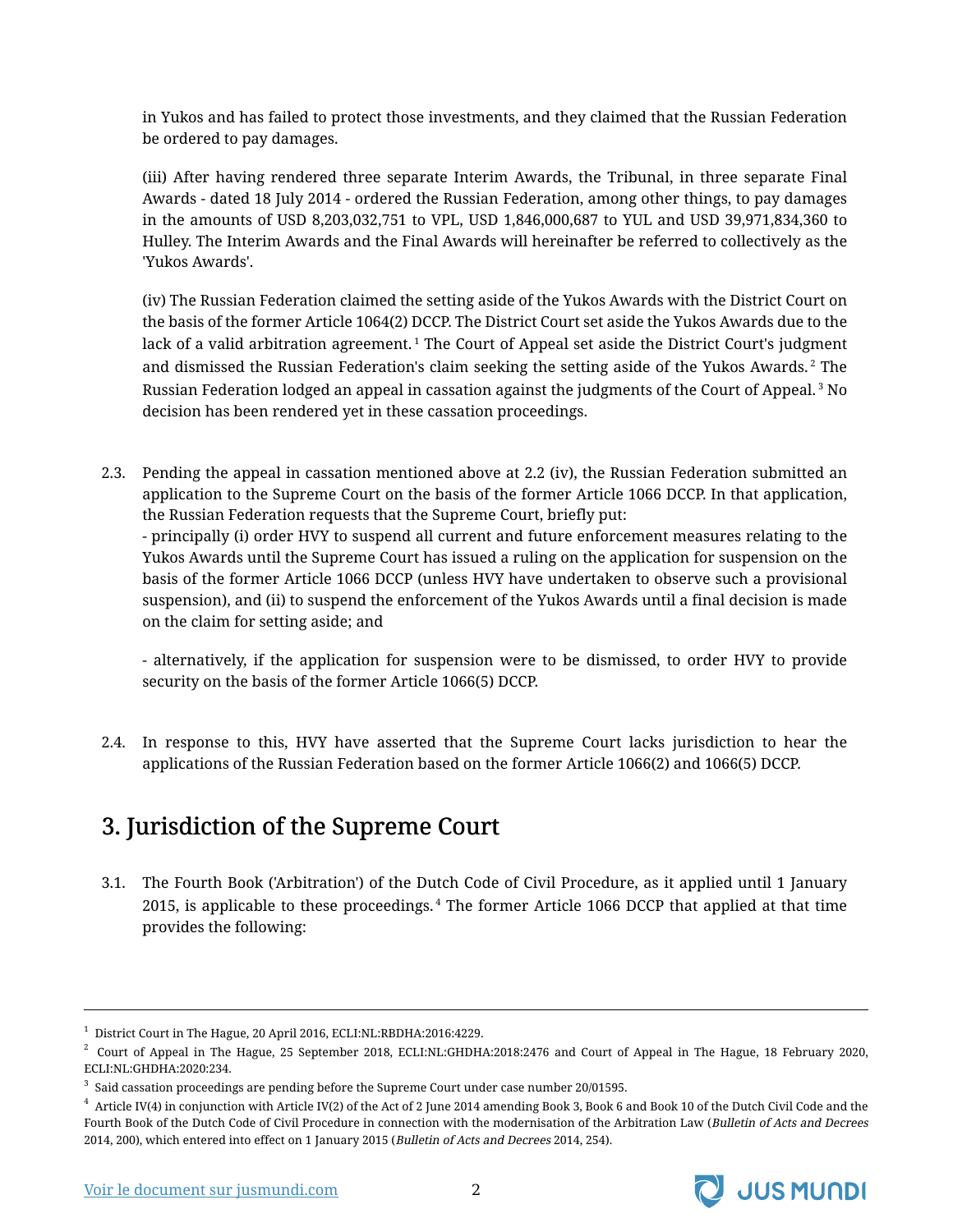in Yukos and has failed to protect those investments, and they claimed that the Russian Federation be ordered to pay damages.

(iii) After having rendered three separate Interim Awards, the Tribunal, in three separate Final Awards - dated 18 July 2014 - ordered the Russian Federation, among other things, to pay damages in the amounts of USD 8,203,032,751 to VPL, USD 1,846,000,687 to YUL and USD 39,971,834,360 to Hulley. The Interim Awards and the Final Awards will hereinafter be referred to collectively as the 'Yukos Awards'.

(iv) The Russian Federation claimed the setting aside of the Yukos Awards with the District Court on the basis of the former Article 1064(2) DCCP. The District Court set aside the Yukos Awards due to the lack of a valid arbitration agreement.[1] The Court of Appeal set aside the District Court's judgment and dismissed the Russian Federation's claim seeking the setting aside of the Yukos Awards.[2] The Russian Federation lodged an appeal in cassation against the judgments of the Court of Appeal.[3] No decision has been rendered yet in these cassation proceedings.

2.3. Pending the appeal in cassation mentioned above at 2.2 (iv), the Russian Federation submitted an application to the Supreme Court on the basis of the former Article 1066 DCCP. In that application, the Russian Federation requests that the Supreme Court, briefly put:
- principally (i) order HVY to suspend all current and future enforcement measures relating to the Yukos Awards until the Supreme Court has issued a ruling on the application for suspension on the basis of the former Article 1066 DCCP (unless HVY have undertaken to observe such a provisional suspension), and (ii) to suspend the enforcement of the Yukos Awards until a final decision is made on the claim for setting aside; and

- alternatively, if the application for suspension were to be dismissed, to order HVY to provide security on the basis of the former Article 1066(5) DCCP.

2.4. In response to this, HVY have asserted that the Supreme Court lacks jurisdiction to hear the applications of the Russian Federation based on the former Article 1066(2) and 1066(5) DCCP.

## 3. Jurisdiction of the Supreme Court

3.1. The Fourth Book ('Arbitration') of the Dutch Code of Civil Procedure, as it applied until 1 January 2015, is applicable to these proceedings.[4] The former Article 1066 DCCP that applied at that time provides the following:

---

[1] District Court in The Hague, 20 April 2016, ECLI:NL:RBDHA:2016:4229.

[2] Court of Appeal in The Hague, 25 September 2018, ECLI:NL:GHDHA:2018:2476 and Court of Appeal in The Hague, 18 February 2020, ECLI:NL:GHDHA:2020:234.

[3] Said cassation proceedings are pending before the Supreme Court under case number 20/01595.

[4] Article IV(4) in conjunction with Article IV(2) of the Act of 2 June 2014 amending Book 3, Book 6 and Book 10 of the Dutch Civil Code and the Fourth Book of the Dutch Code of Civil Procedure in connection with the modernisation of the Arbitration Law (*Bulletin of Acts and Decrees* 2014, 200), which entered into effect on 1 January 2015 (*Bulletin of Acts and Decrees* 2014, 254).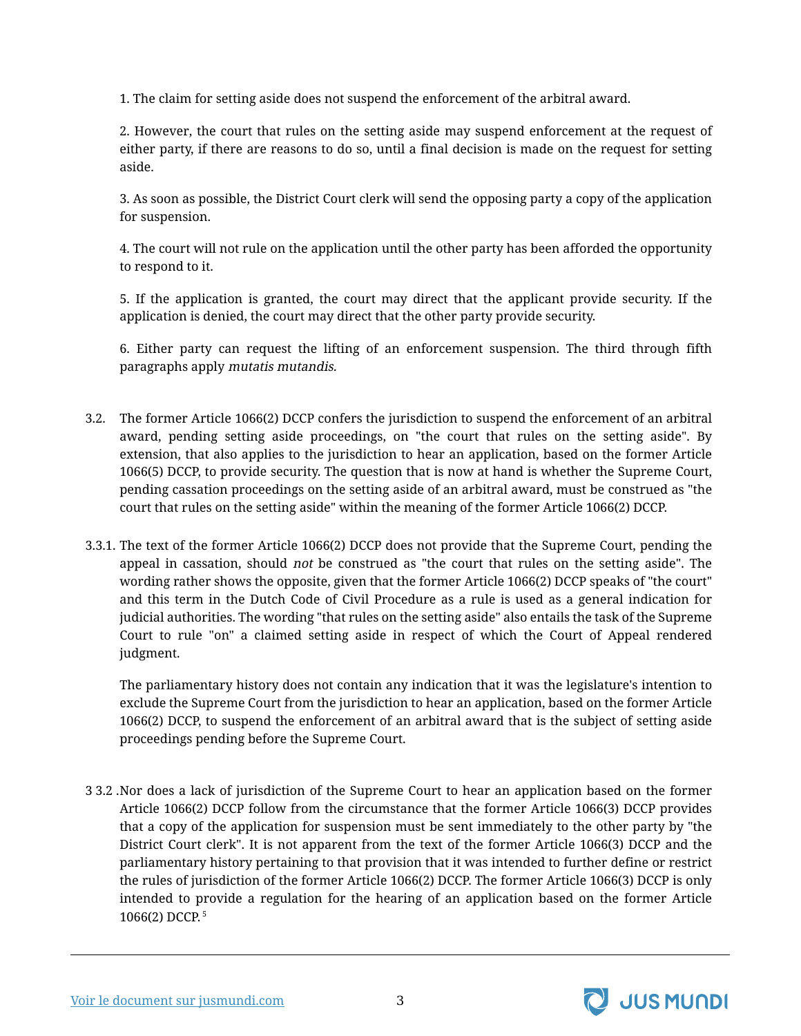1. The claim for setting aside does not suspend the enforcement of the arbitral award.

2. However, the court that rules on the setting aside may suspend enforcement at the request of either party, if there are reasons to do so, until a final decision is made on the request for setting aside.

3. As soon as possible, the District Court clerk will send the opposing party a copy of the application for suspension.

4. The court will not rule on the application until the other party has been afforded the opportunity to respond to it.

5. If the application is granted, the court may direct that the applicant provide security. If the application is denied, the court may direct that the other party provide security.

6. Either party can request the lifting of an enforcement suspension. The third through fifth paragraphs apply *mutatis mutandis.*

3.2. The former Article 1066(2) DCCP confers the jurisdiction to suspend the enforcement of an arbitral award, pending setting aside proceedings, on "the court that rules on the setting aside". By extension, that also applies to the jurisdiction to hear an application, based on the former Article 1066(5) DCCP, to provide security. The question that is now at hand is whether the Supreme Court, pending cassation proceedings on the setting aside of an arbitral award, must be construed as "the court that rules on the setting aside" within the meaning of the former Article 1066(2) DCCP.

3.3.1. The text of the former Article 1066(2) DCCP does not provide that the Supreme Court, pending the appeal in cassation, should *not* be construed as "the court that rules on the setting aside". The wording rather shows the opposite, given that the former Article 1066(2) DCCP speaks of "the court" and this term in the Dutch Code of Civil Procedure as a rule is used as a general indication for judicial authorities. The wording "that rules on the setting aside" also entails the task of the Supreme Court to rule "on" a claimed setting aside in respect of which the Court of Appeal rendered judgment.

The parliamentary history does not contain any indication that it was the legislature's intention to exclude the Supreme Court from the jurisdiction to hear an application, based on the former Article 1066(2) DCCP, to suspend the enforcement of an arbitral award that is the subject of setting aside proceedings pending before the Supreme Court.

3 3.2 .Nor does a lack of jurisdiction of the Supreme Court to hear an application based on the former Article 1066(2) DCCP follow from the circumstance that the former Article 1066(3) DCCP provides that a copy of the application for suspension must be sent immediately to the other party by "the District Court clerk". It is not apparent from the text of the former Article 1066(3) DCCP and the parliamentary history pertaining to that provision that it was intended to further define or restrict the rules of jurisdiction of the former Article 1066(2) DCCP. The former Article 1066(3) DCCP is only intended to provide a regulation for the hearing of an application based on the former Article 1066(2) DCCP.[5]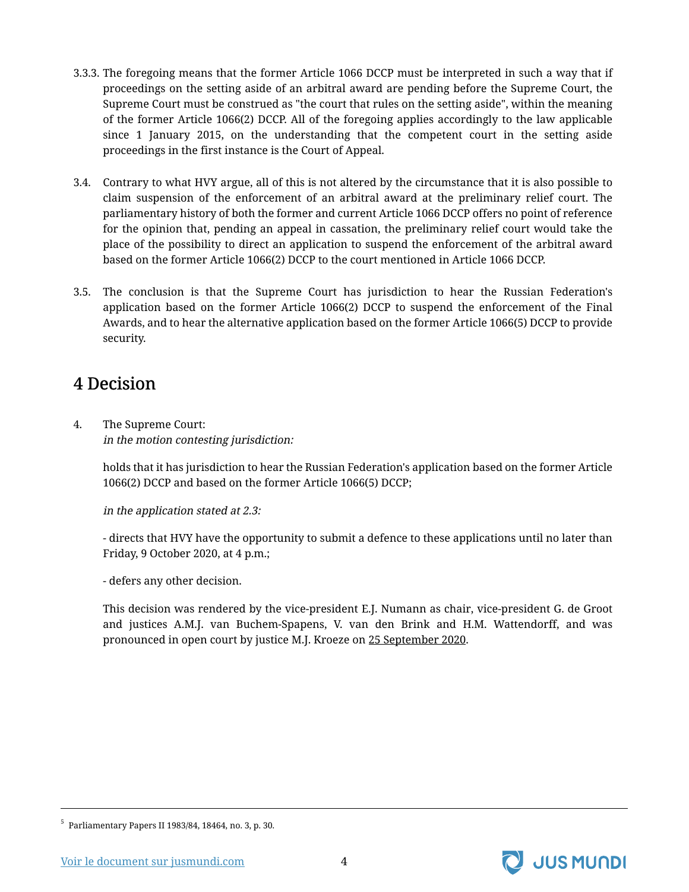3.3.3. The foregoing means that the former Article 1066 DCCP must be interpreted in such a way that if proceedings on the setting aside of an arbitral award are pending before the Supreme Court, the Supreme Court must be construed as "the court that rules on the setting aside", within the meaning of the former Article 1066(2) DCCP. All of the foregoing applies accordingly to the law applicable since 1 January 2015, on the understanding that the competent court in the setting aside proceedings in the first instance is the Court of Appeal.

3.4. Contrary to what HVY argue, all of this is not altered by the circumstance that it is also possible to claim suspension of the enforcement of an arbitral award at the preliminary relief court. The parliamentary history of both the former and current Article 1066 DCCP offers no point of reference for the opinion that, pending an appeal in cassation, the preliminary relief court would take the place of the possibility to direct an application to suspend the enforcement of the arbitral award based on the former Article 1066(2) DCCP to the court mentioned in Article 1066 DCCP.

3.5. The conclusion is that the Supreme Court has jurisdiction to hear the Russian Federation's application based on the former Article 1066(2) DCCP to suspend the enforcement of the Final Awards, and to hear the alternative application based on the former Article 1066(5) DCCP to provide security.

# 4 Decision

4. The Supreme Court:
*in the motion contesting jurisdiction:*

holds that it has jurisdiction to hear the Russian Federation's application based on the former Article 1066(2) DCCP and based on the former Article 1066(5) DCCP;

*in the application stated at 2.3:*

- directs that HVY have the opportunity to submit a defence to these applications until no later than Friday, 9 October 2020, at 4 p.m.;

- defers any other decision.

This decision was rendered by the vice-president E.J. Numann as chair, vice-president G. de Groot and justices A.M.J. van Buchem-Spapens, V. van den Brink and H.M. Wattendorff, and was pronounced in open court by justice M.J. Kroeze on 25 September 2020.

[5] Parliamentary Papers II 1983/84, 18464, no. 3, p. 30.